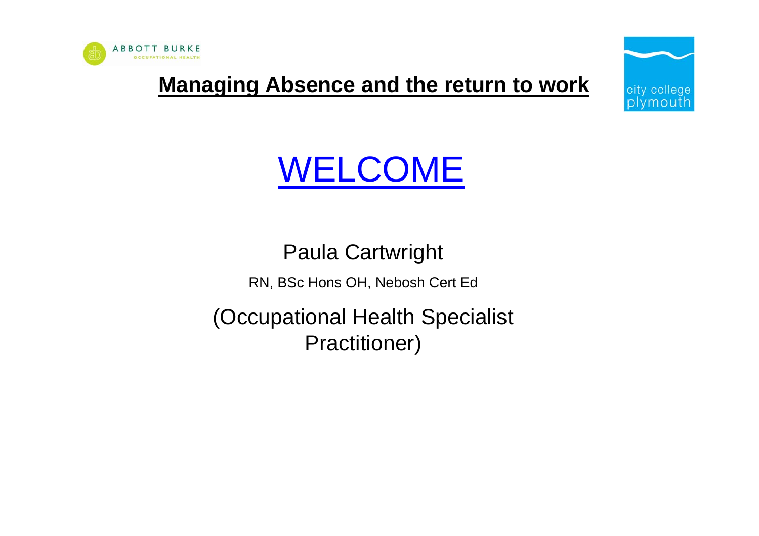ABBOTT BURKE
OCCUPATIONAL HEALTH

# Managing Absence and the return to work

city college plymouth

## WELCOME

Paula Cartwright

RN, BSc Hons OH, Nebosh Cert Ed

(Occupational Health Specialist Practitioner)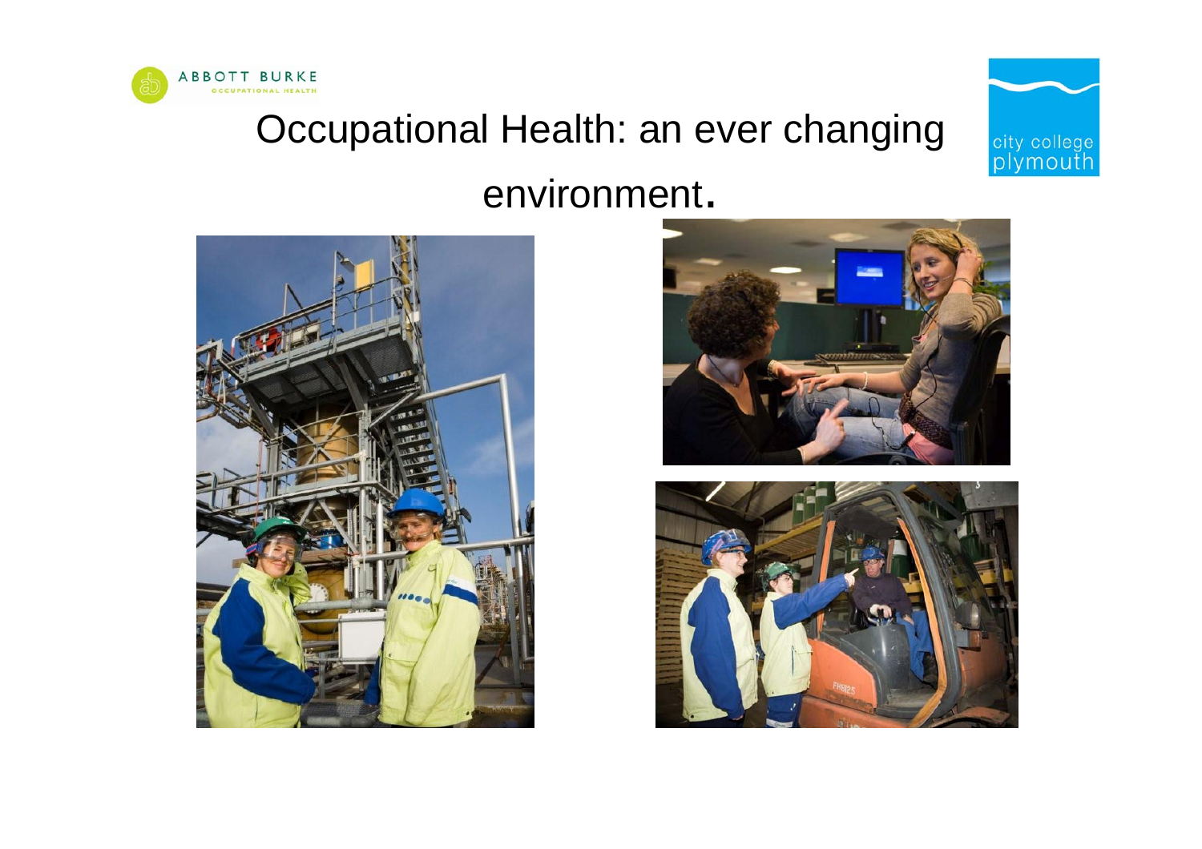# Occupational Health: an ever changing environment.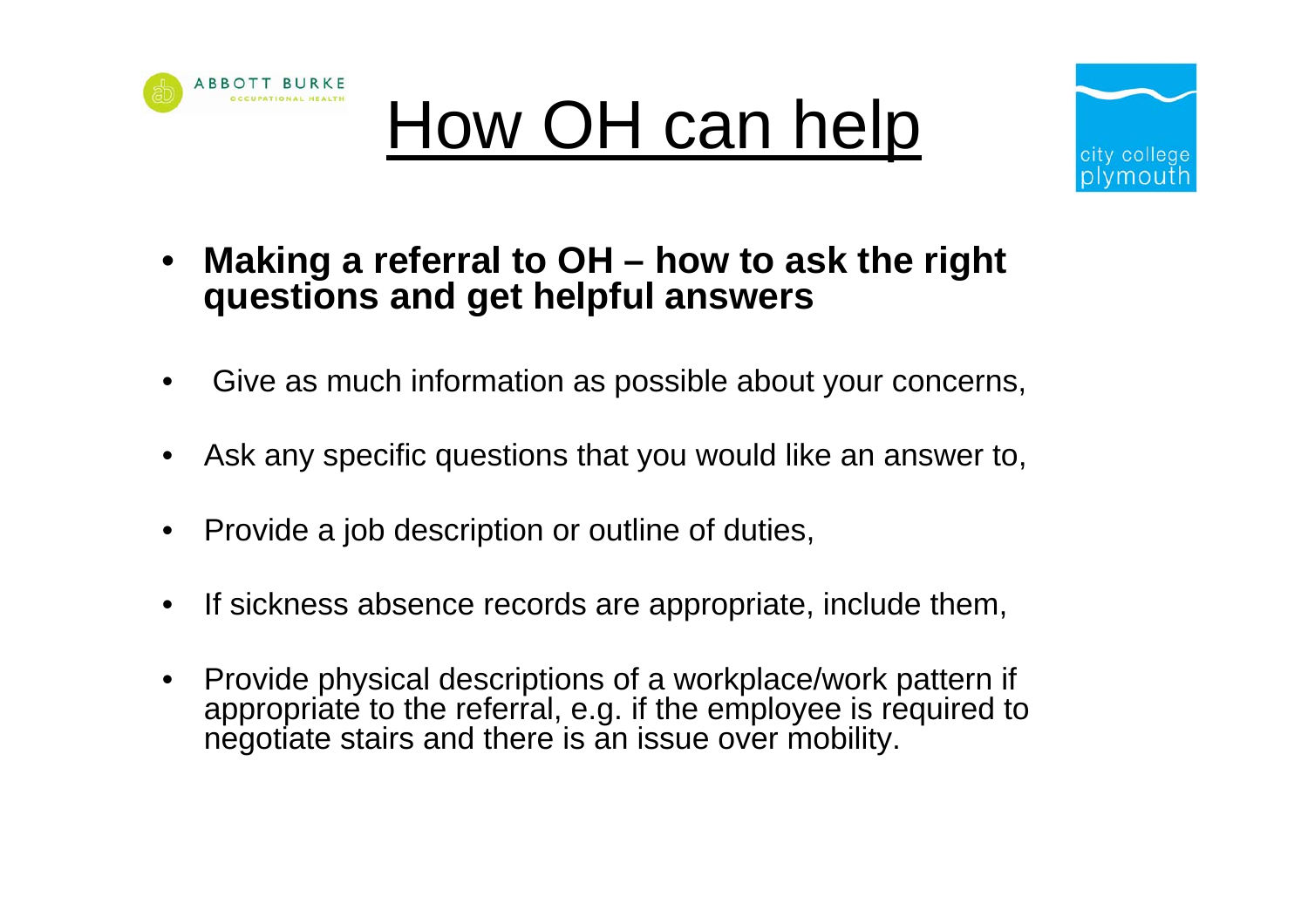# How OH can help

- **Making a referral to OH – how to ask the right questions and get helpful answers**
- Give as much information as possible about your concerns,
- Ask any specific questions that you would like an answer to,
- Provide a job description or outline of duties,
- If sickness absence records are appropriate, include them,
- Provide physical descriptions of a workplace/work pattern if appropriate to the referral, e.g. if the employee is required to negotiate stairs and there is an issue over mobility.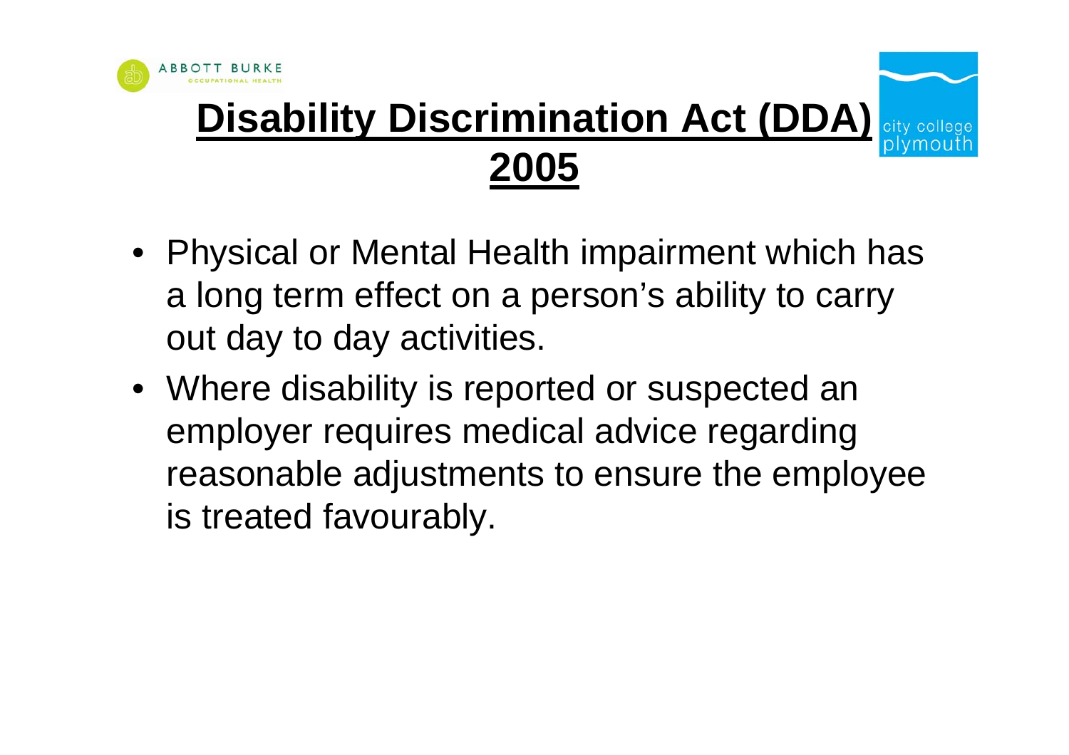# Disability Discrimination Act (DDA) 2005

- Physical or Mental Health impairment which has a long term effect on a person's ability to carry out day to day activities.
- Where disability is reported or suspected an employer requires medical advice regarding reasonable adjustments to ensure the employee is treated favourably.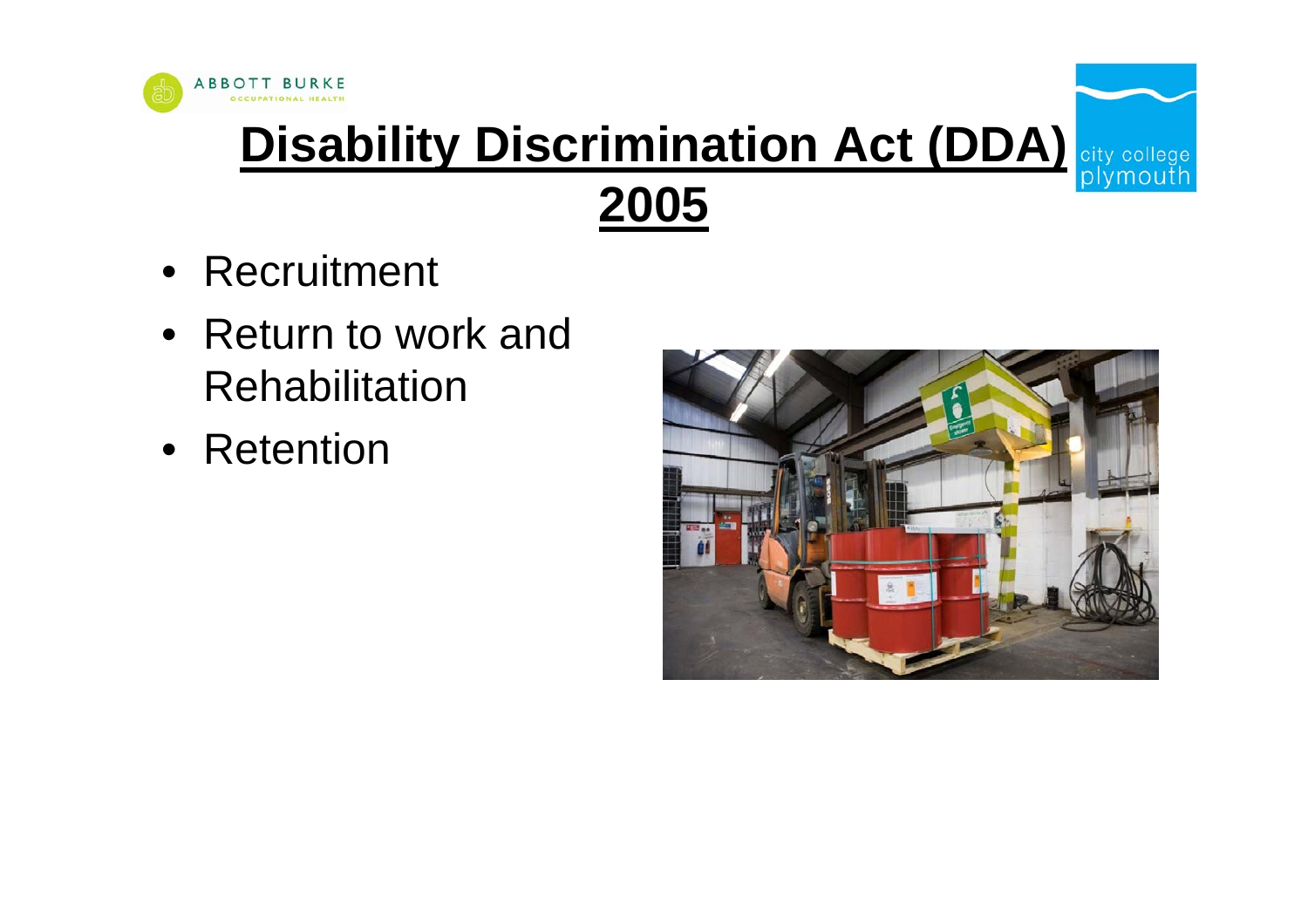# Disability Discrimination Act (DDA) 2005

- Recruitment
- Return to work and Rehabilitation
- Retention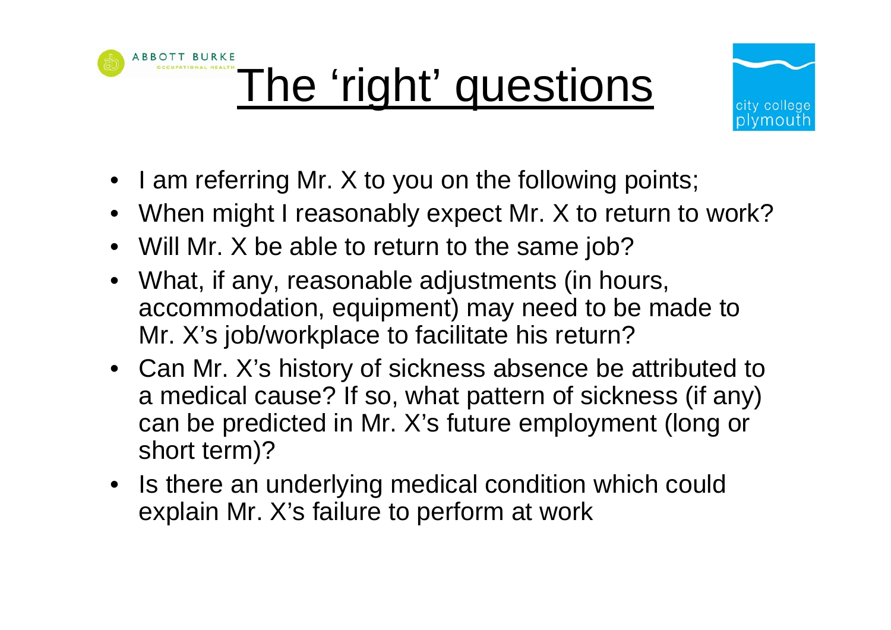# The 'right' questions

- I am referring Mr. X to you on the following points;
- When might I reasonably expect Mr. X to return to work?
- Will Mr. X be able to return to the same job?
- What, if any, reasonable adjustments (in hours, accommodation, equipment) may need to be made to Mr. X's job/workplace to facilitate his return?
- Can Mr. X's history of sickness absence be attributed to a medical cause? If so, what pattern of sickness (if any) can be predicted in Mr. X's future employment (long or short term)?
- Is there an underlying medical condition which could explain Mr. X's failure to perform at work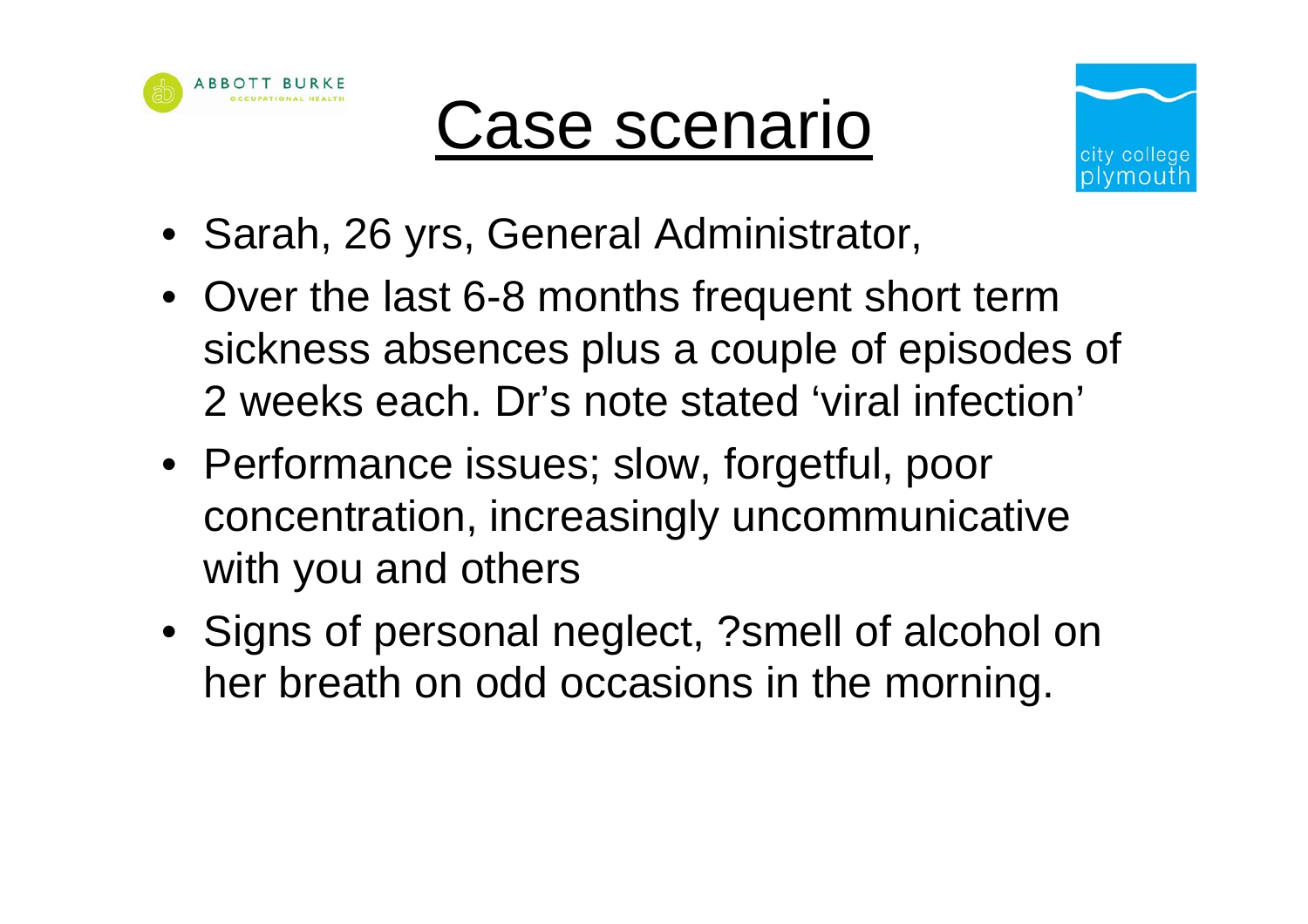# Case scenario

- Sarah, 26 yrs, General Administrator,
- Over the last 6-8 months frequent short term sickness absences plus a couple of episodes of 2 weeks each. Dr's note stated 'viral infection'
- Performance issues; slow, forgetful, poor concentration, increasingly uncommunicative with you and others
- Signs of personal neglect, ?smell of alcohol on her breath on odd occasions in the morning.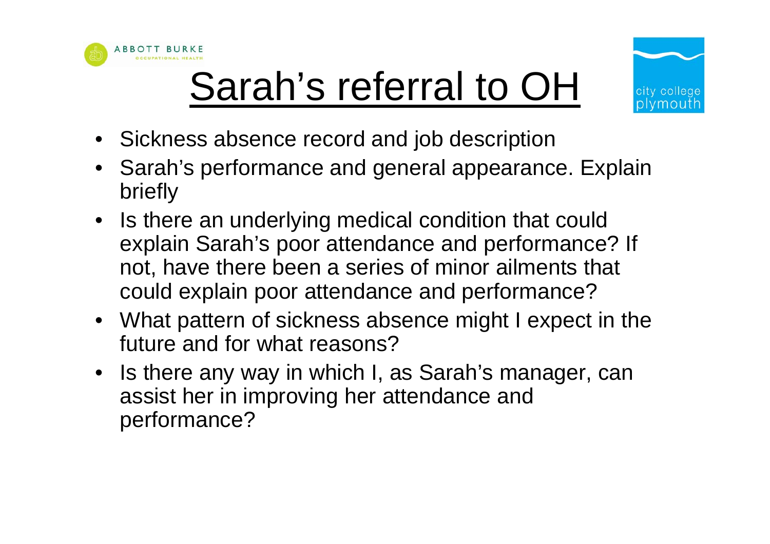# Sarah's referral to OH

- Sickness absence record and job description
- Sarah's performance and general appearance. Explain briefly
- Is there an underlying medical condition that could explain Sarah's poor attendance and performance? If not, have there been a series of minor ailments that could explain poor attendance and performance?
- What pattern of sickness absence might I expect in the future and for what reasons?
- Is there any way in which I, as Sarah's manager, can assist her in improving her attendance and performance?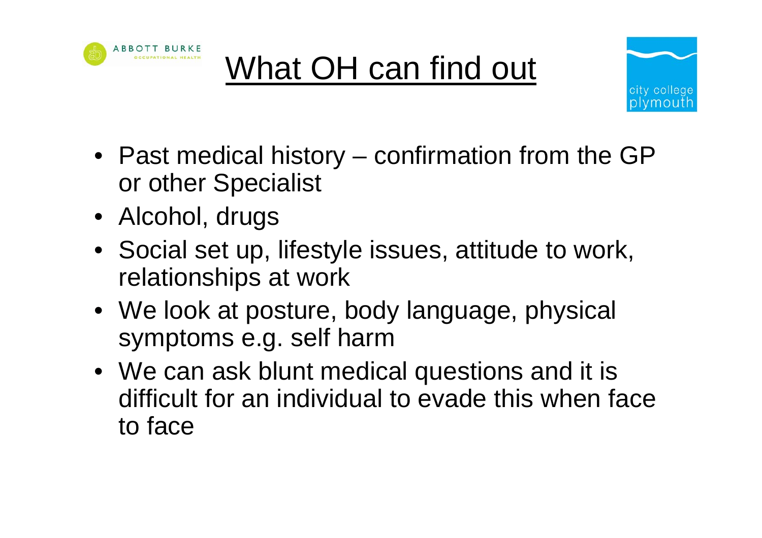# What OH can find out

- Past medical history – confirmation from the GP or other Specialist
- Alcohol, drugs
- Social set up, lifestyle issues, attitude to work, relationships at work
- We look at posture, body language, physical symptoms e.g. self harm
- We can ask blunt medical questions and it is difficult for an individual to evade this when face to face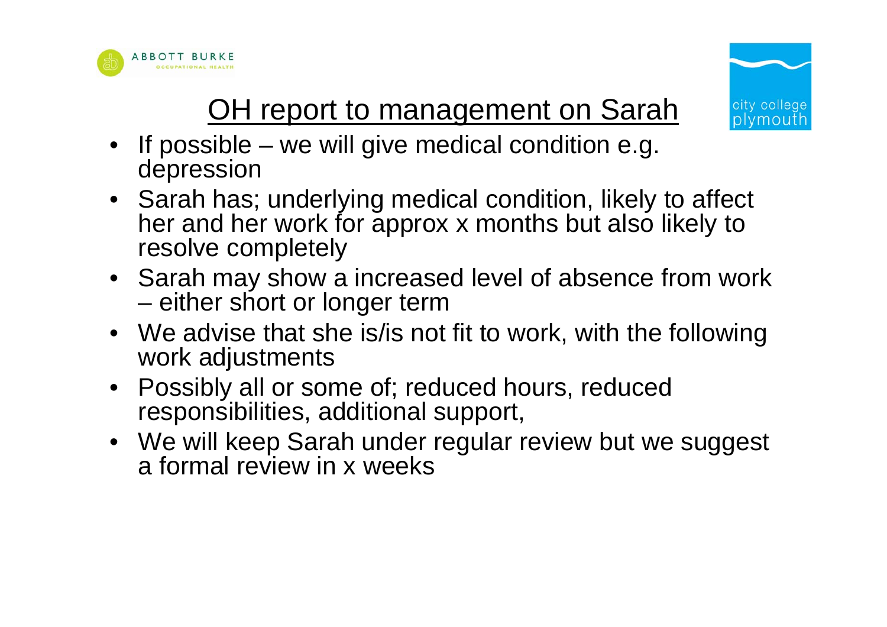# OH report to management on Sarah

- If possible – we will give medical condition e.g. depression
- Sarah has; underlying medical condition, likely to affect her and her work for approx x months but also likely to resolve completely
- Sarah may show a increased level of absence from work – either short or longer term
- We advise that she is/is not fit to work, with the following work adjustments
- Possibly all or some of; reduced hours, reduced responsibilities, additional support,
- We will keep Sarah under regular review but we suggest a formal review in x weeks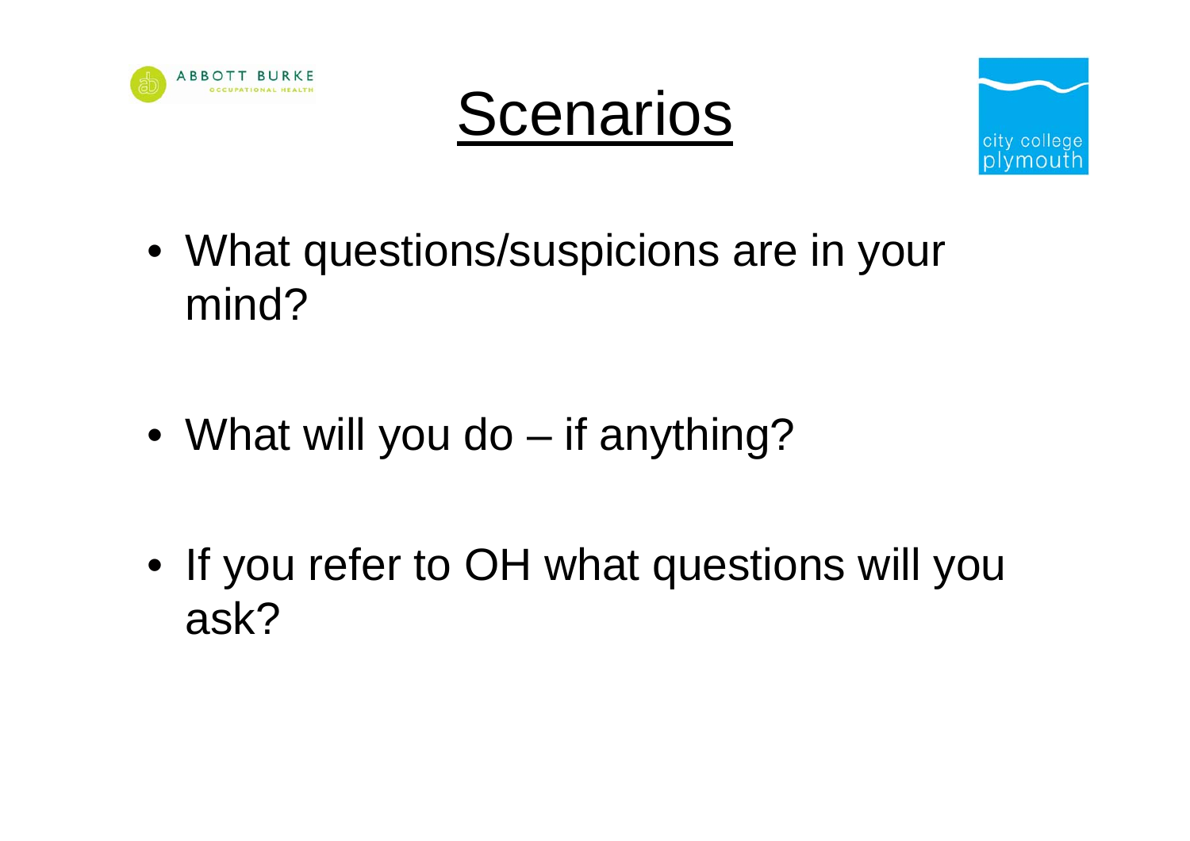# Scenarios

- What questions/suspicions are in your mind?
- What will you do – if anything?
- If you refer to OH what questions will you ask?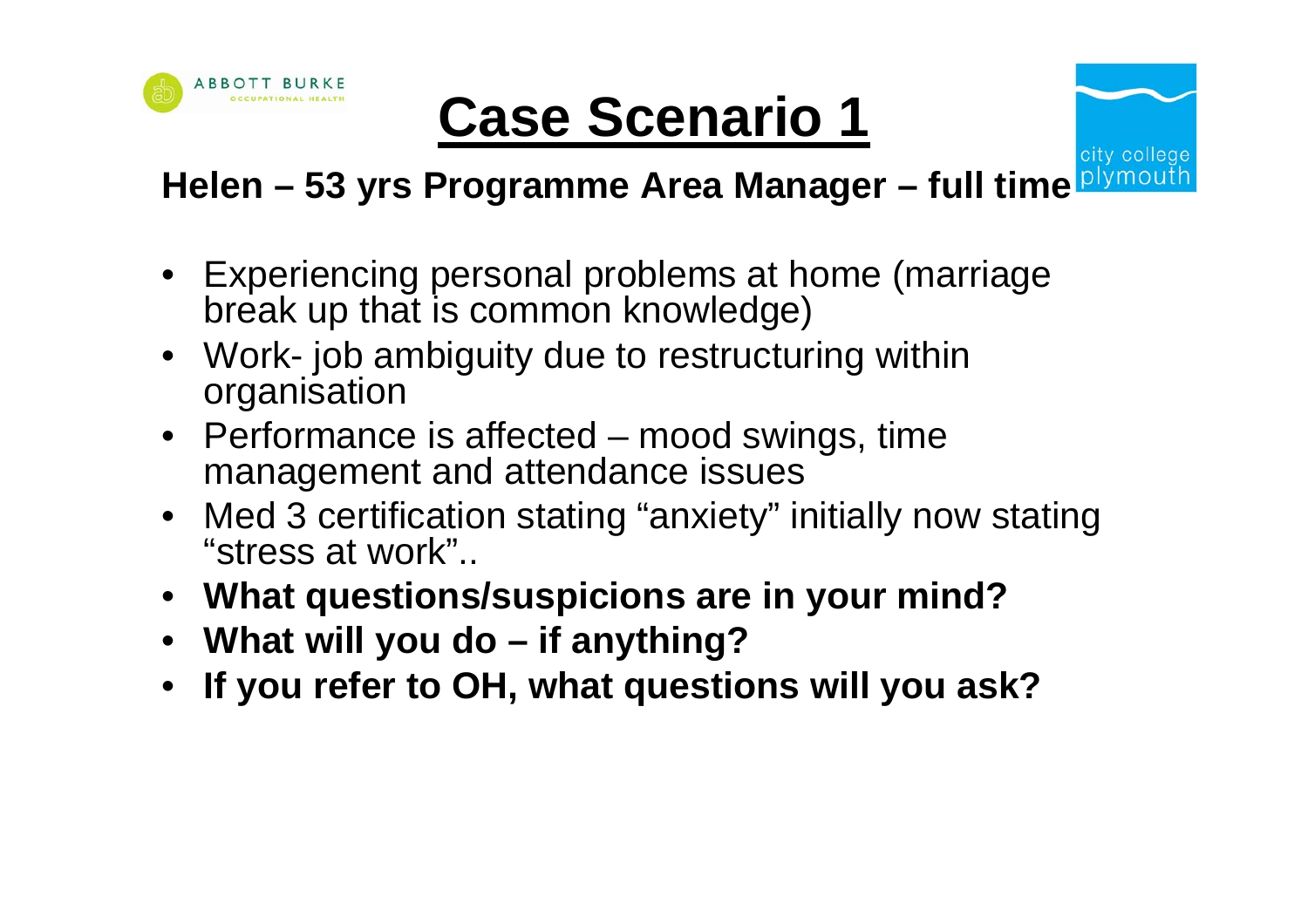# Case Scenario 1

**Helen – 53 yrs Programme Area Manager – full time**

- Experiencing personal problems at home (marriage break up that is common knowledge)
- Work- job ambiguity due to restructuring within organisation
- Performance is affected – mood swings, time management and attendance issues
- Med 3 certification stating “anxiety” initially now stating “stress at work”..
- **What questions/suspicions are in your mind?**
- **What will you do – if anything?**
- **If you refer to OH, what questions will you ask?**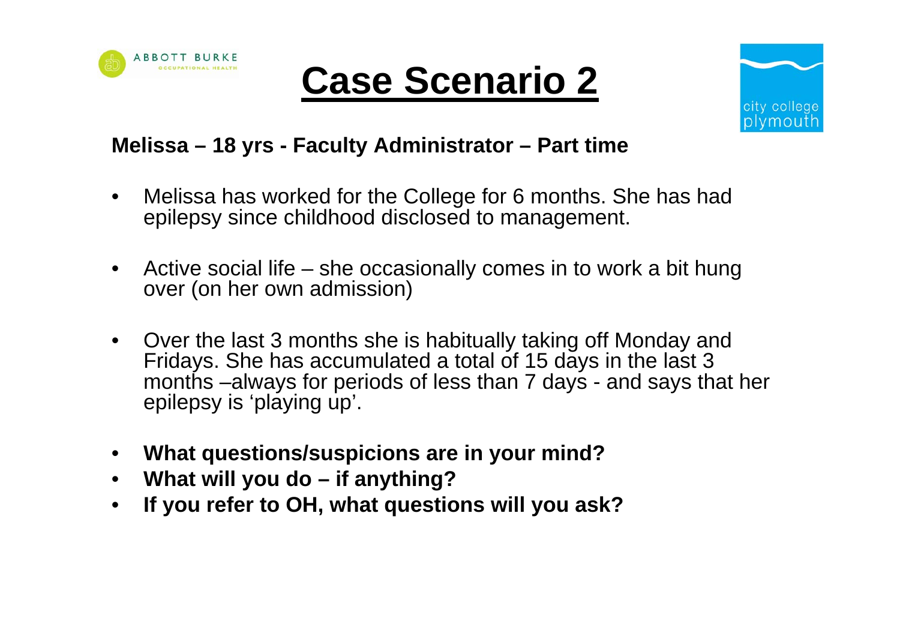# Case Scenario 2

**Melissa – 18 yrs - Faculty Administrator – Part time**

- Melissa has worked for the College for 6 months. She has had epilepsy since childhood disclosed to management.

- Active social life – she occasionally comes in to work a bit hung over (on her own admission)

- Over the last 3 months she is habitually taking off Monday and Fridays. She has accumulated a total of 15 days in the last 3 months –always for periods of less than 7 days - and says that her epilepsy is 'playing up'.

- **What questions/suspicions are in your mind?**
- **What will you do – if anything?**
- **If you refer to OH, what questions will you ask?**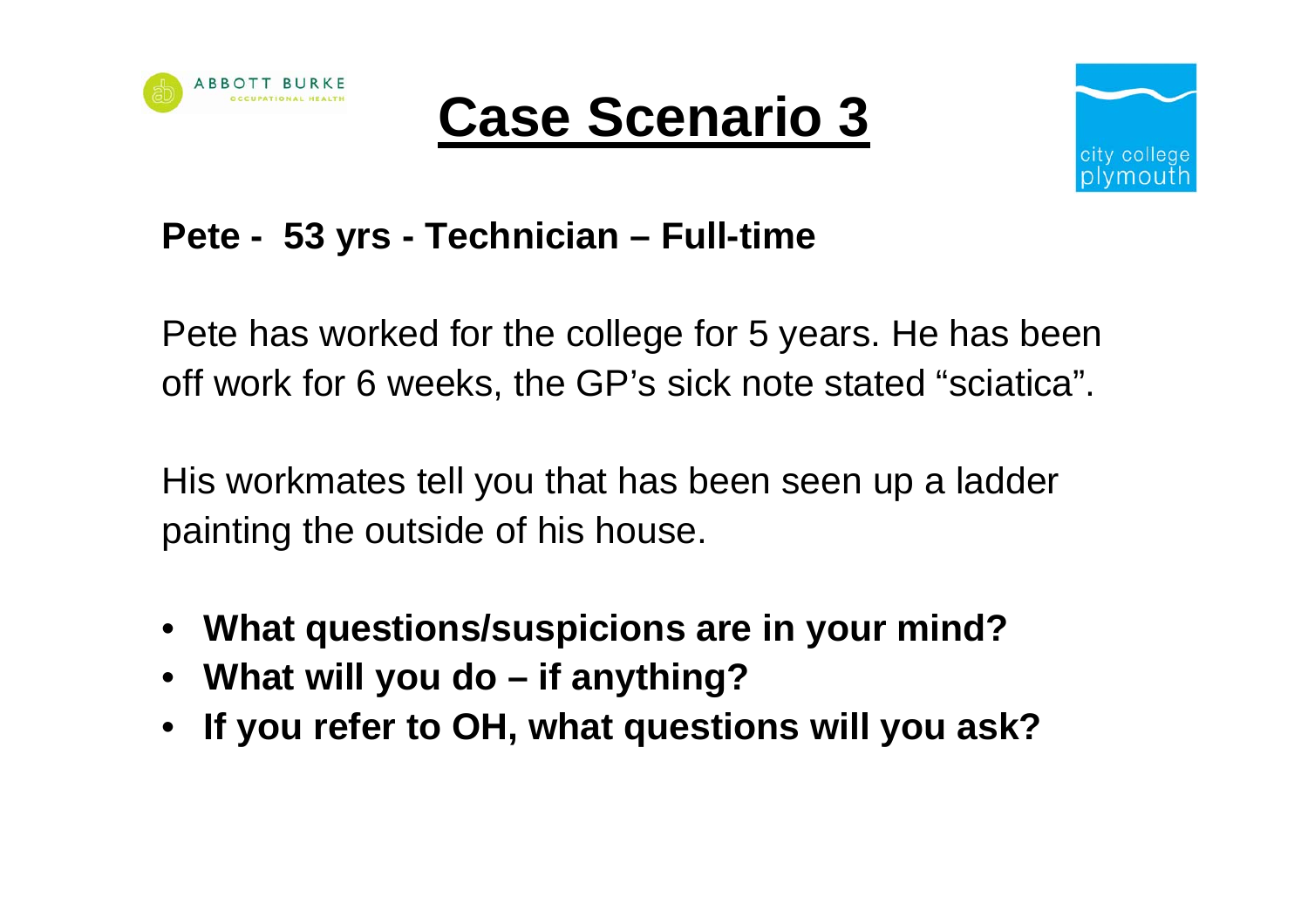# Case Scenario 3

**Pete - 53 yrs - Technician – Full-time**

Pete has worked for the college for 5 years. He has been off work for 6 weeks, the GP's sick note stated "sciatica".

His workmates tell you that has been seen up a ladder painting the outside of his house.

- **What questions/suspicions are in your mind?**
- **What will you do – if anything?**
- **If you refer to OH, what questions will you ask?**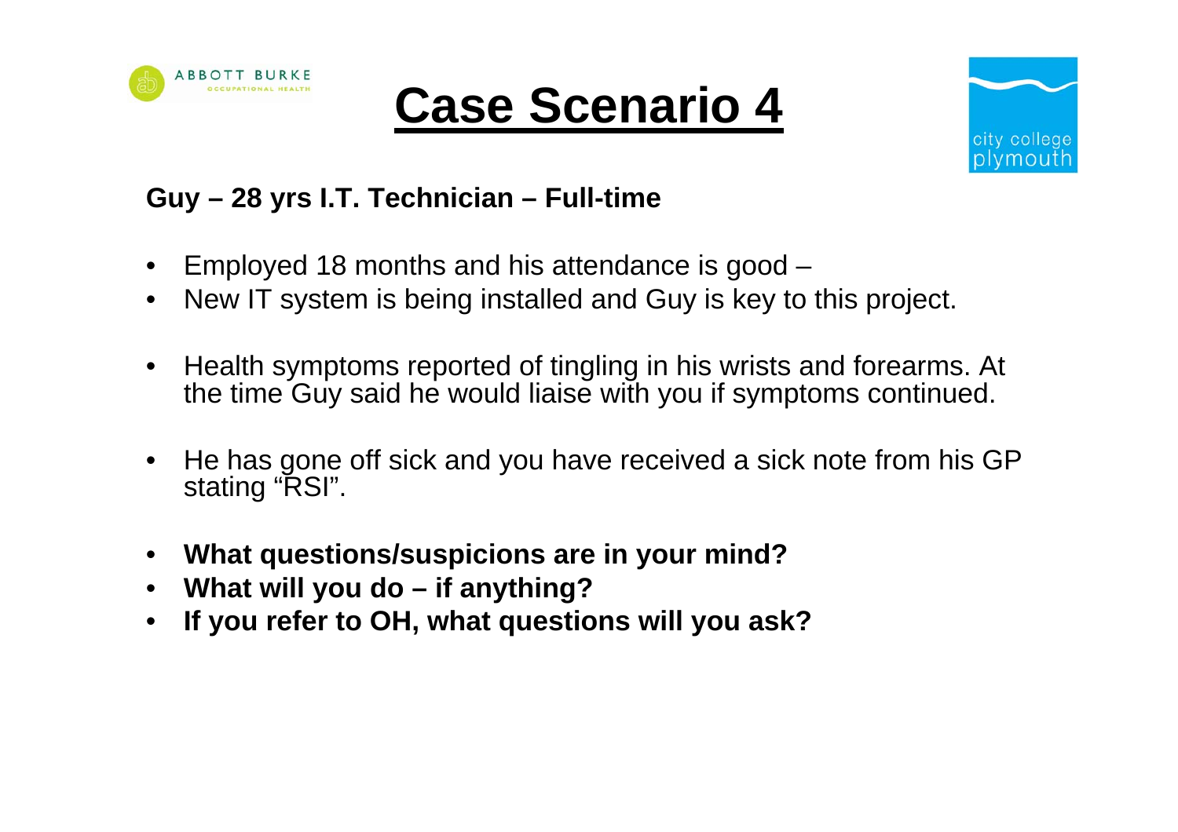# Case Scenario 4

**Guy – 28 yrs I.T. Technician – Full-time**

- Employed 18 months and his attendance is good –
- New IT system is being installed and Guy is key to this project.
- Health symptoms reported of tingling in his wrists and forearms. At the time Guy said he would liaise with you if symptoms continued.
- He has gone off sick and you have received a sick note from his GP stating "RSI".
- **What questions/suspicions are in your mind?**
- **What will you do – if anything?**
- **If you refer to OH, what questions will you ask?**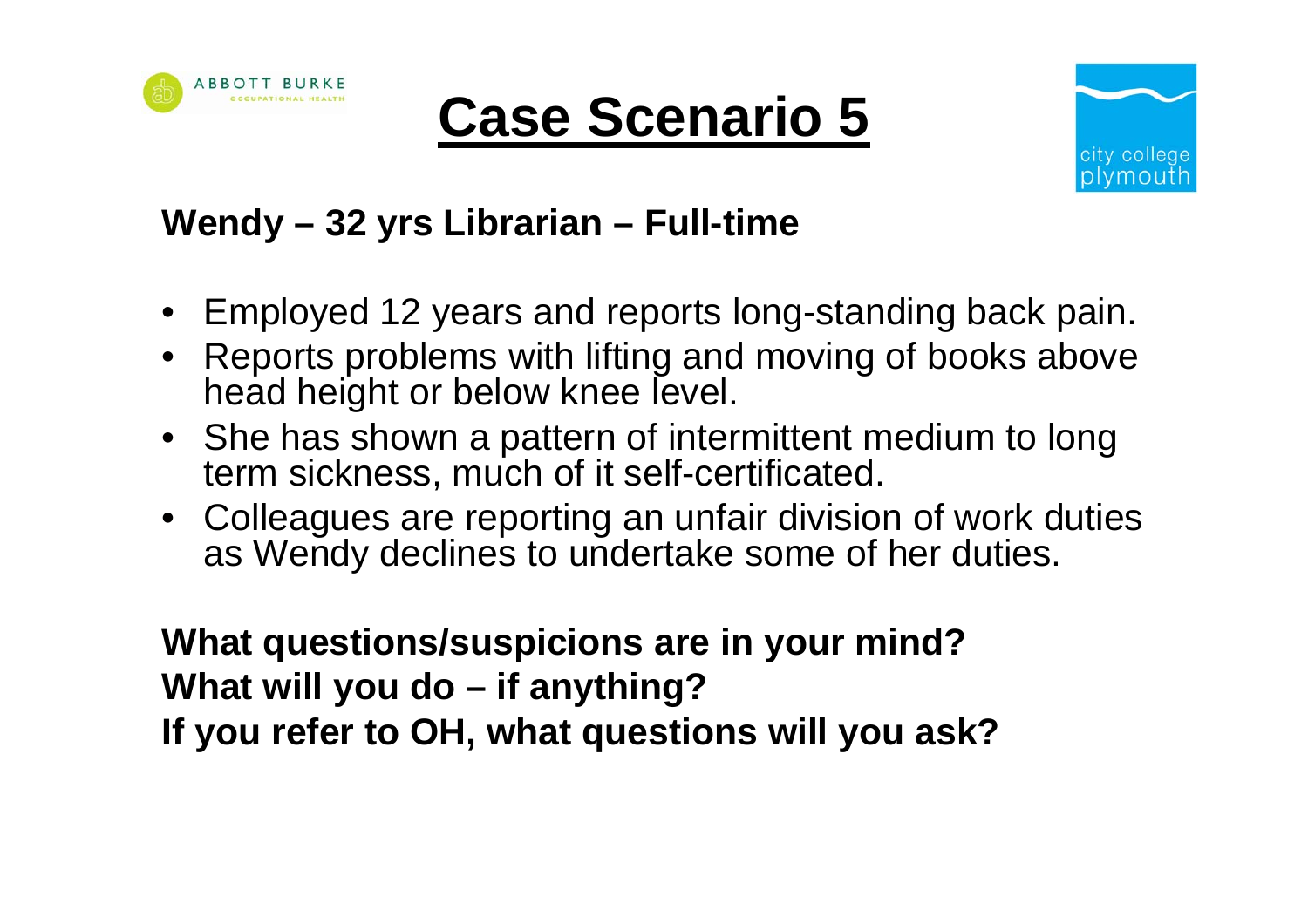# Case Scenario 5

**Wendy – 32 yrs Librarian – Full-time**

- Employed 12 years and reports long-standing back pain.
- Reports problems with lifting and moving of books above head height or below knee level.
- She has shown a pattern of intermittent medium to long term sickness, much of it self-certificated.
- Colleagues are reporting an unfair division of work duties as Wendy declines to undertake some of her duties.

**What questions/suspicions are in your mind?**
**What will you do – if anything?**
**If you refer to OH, what questions will you ask?**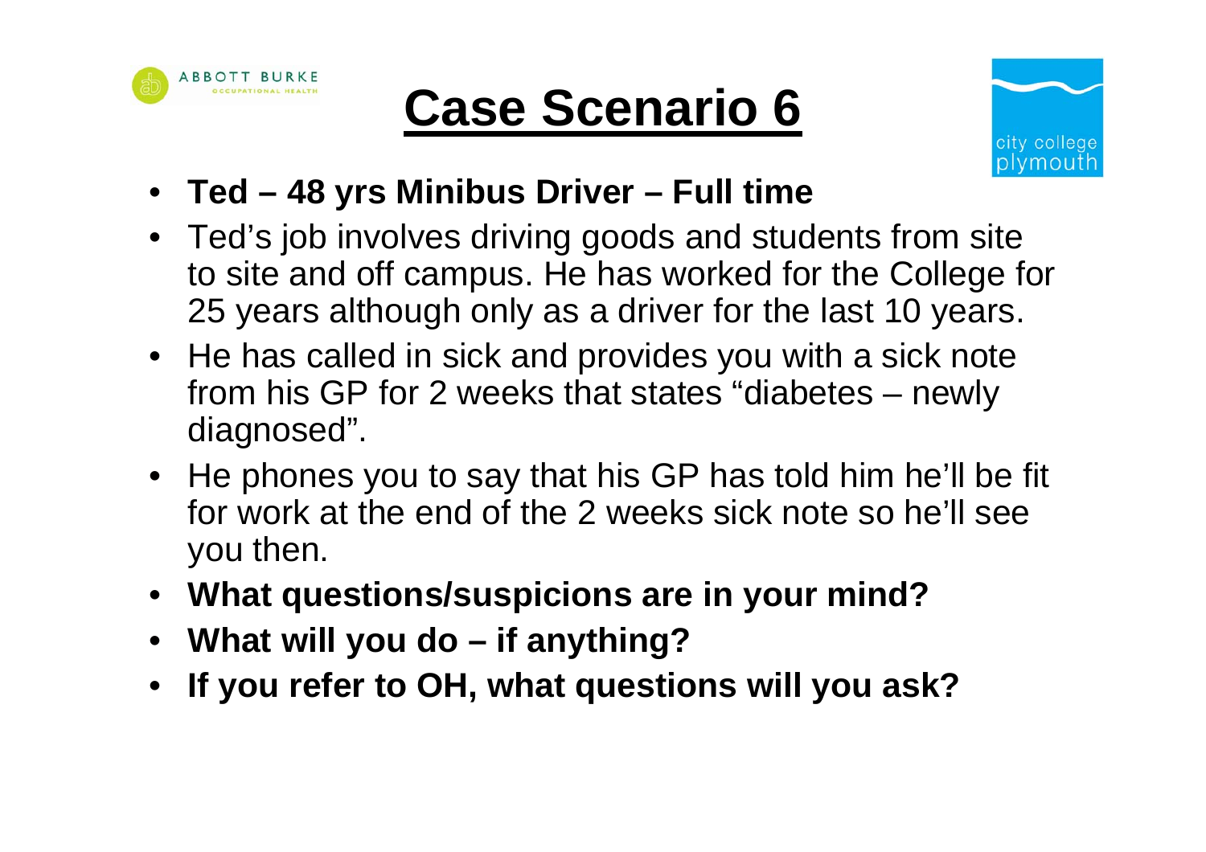# Case Scenario 6

- **Ted – 48 yrs Minibus Driver – Full time**
- Ted's job involves driving goods and students from site to site and off campus. He has worked for the College for 25 years although only as a driver for the last 10 years.
- He has called in sick and provides you with a sick note from his GP for 2 weeks that states "diabetes – newly diagnosed".
- He phones you to say that his GP has told him he'll be fit for work at the end of the 2 weeks sick note so he'll see you then.
- **What questions/suspicions are in your mind?**
- **What will you do – if anything?**
- **If you refer to OH, what questions will you ask?**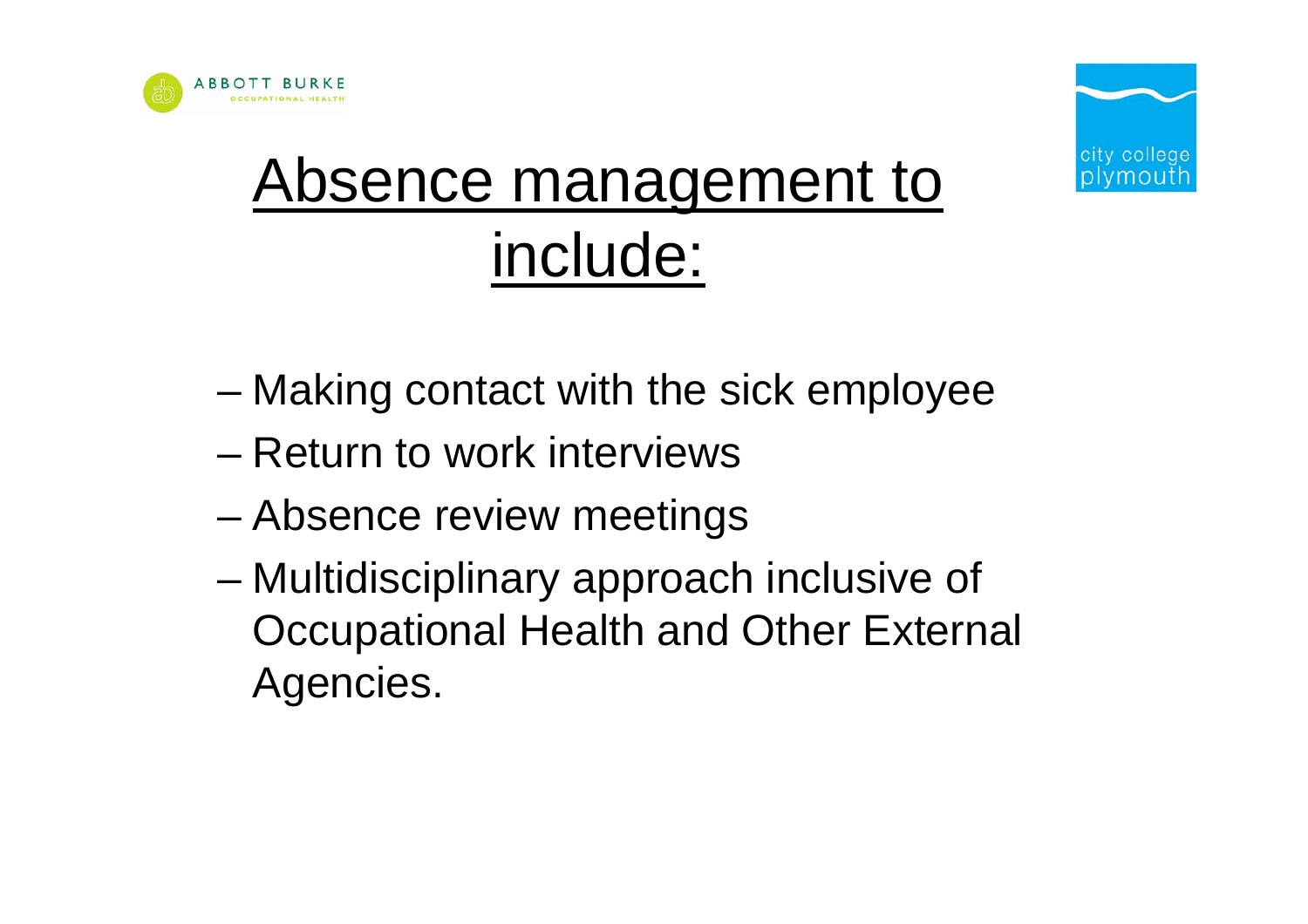# Absence management to include:

- Making contact with the sick employee
- Return to work interviews
- Absence review meetings
- Multidisciplinary approach inclusive of Occupational Health and Other External Agencies.